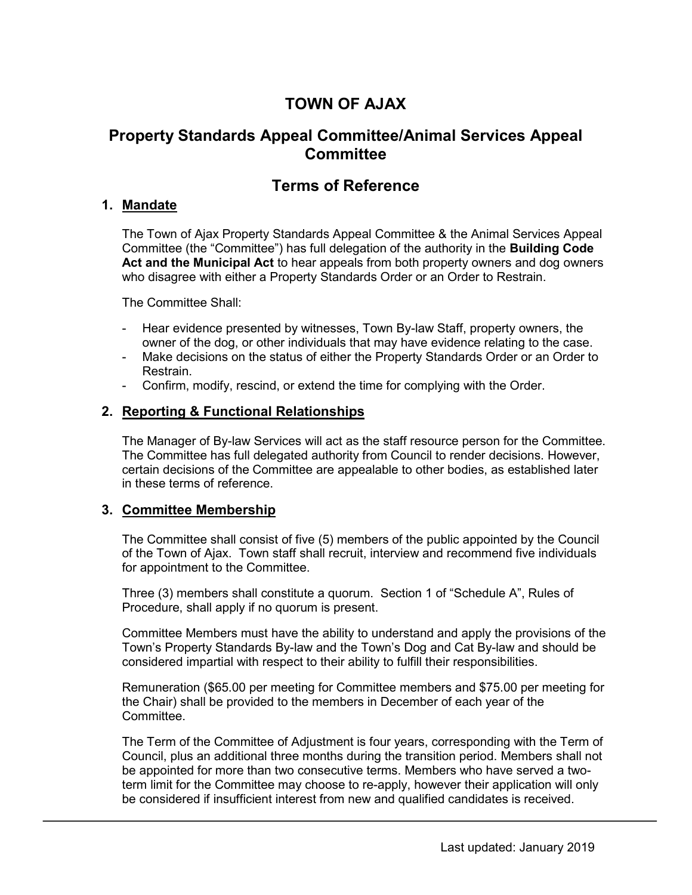# TOWN OF AJAX

## Property Standards Appeal Committee/Animal Services Appeal Committee

## Terms of Reference

### 1. Mandate

The Town of Ajax Property Standards Appeal Committee & the Animal Services Appeal Committee (the "Committee") has full delegation of the authority in the **Building Code Act and the Municipal Act** to hear appeals from both property owners and dog owners who disagree with either a Property Standards Order or an Order to Restrain.

The Committee Shall:

- Hear evidence presented by witnesses, Town By-law Staff, property owners, the owner of the dog, or other individuals that may have evidence relating to the case.
- Make decisions on the status of either the Property Standards Order or an Order to Restrain.
- Confirm, modify, rescind, or extend the time for complying with the Order.

### 2. Reporting & Functional Relationships

The Manager of By-law Services will act as the staff resource person for the Committee. The Committee has full delegated authority from Council to render decisions. However, certain decisions of the Committee are appealable to other bodies, as established later in these terms of reference.

### 3. Committee Membership

The Committee shall consist of five (5) members of the public appointed by the Council of the Town of Ajax. Town staff shall recruit, interview and recommend five individuals for appointment to the Committee.

Three (3) members shall constitute a quorum. Section 1 of "Schedule A", Rules of Procedure, shall apply if no quorum is present.

Committee Members must have the ability to understand and apply the provisions of the Town's Property Standards By-law and the Town's Dog and Cat By-law and should be considered impartial with respect to their ability to fulfill their responsibilities.

Remuneration ($65.00 per meeting for Committee members and $75.00 per meeting for the Chair) shall be provided to the members in December of each year of the Committee.

The Term of the Committee of Adjustment is four years, corresponding with the Term of Council, plus an additional three months during the transition period. Members shall not be appointed for more than two consecutive terms. Members who have served a two-term limit for the Committee may choose to re-apply, however their application will only be considered if insufficient interest from new and qualified candidates is received.

Last updated: January 2019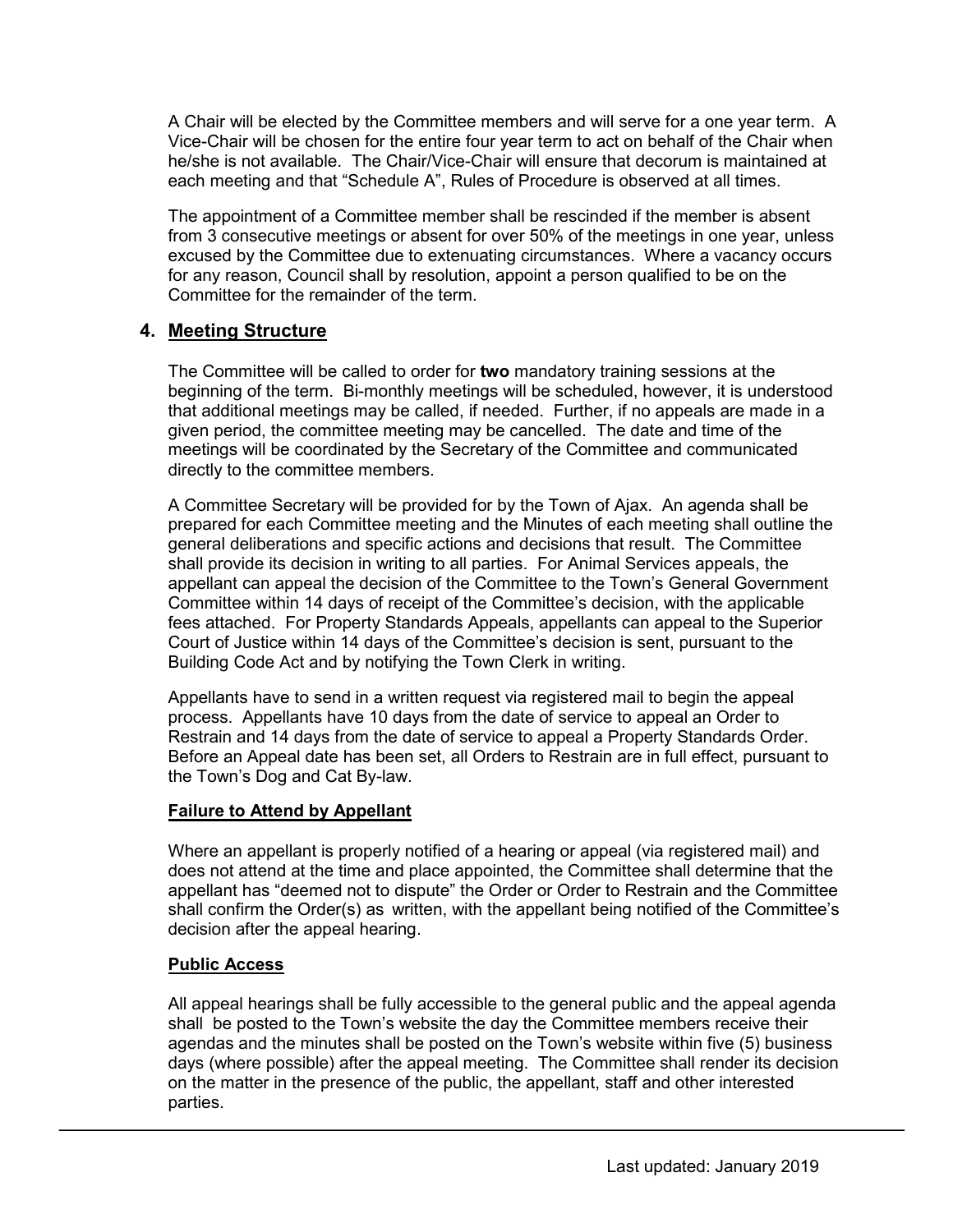A Chair will be elected by the Committee members and will serve for a one year term. A Vice-Chair will be chosen for the entire four year term to act on behalf of the Chair when he/she is not available. The Chair/Vice-Chair will ensure that decorum is maintained at each meeting and that "Schedule A", Rules of Procedure is observed at all times.

The appointment of a Committee member shall be rescinded if the member is absent from 3 consecutive meetings or absent for over 50% of the meetings in one year, unless excused by the Committee due to extenuating circumstances. Where a vacancy occurs for any reason, Council shall by resolution, appoint a person qualified to be on the Committee for the remainder of the term.

## 4. Meeting Structure

The Committee will be called to order for **two** mandatory training sessions at the beginning of the term. Bi-monthly meetings will be scheduled, however, it is understood that additional meetings may be called, if needed. Further, if no appeals are made in a given period, the committee meeting may be cancelled. The date and time of the meetings will be coordinated by the Secretary of the Committee and communicated directly to the committee members.

A Committee Secretary will be provided for by the Town of Ajax. An agenda shall be prepared for each Committee meeting and the Minutes of each meeting shall outline the general deliberations and specific actions and decisions that result. The Committee shall provide its decision in writing to all parties. For Animal Services appeals, the appellant can appeal the decision of the Committee to the Town's General Government Committee within 14 days of receipt of the Committee's decision, with the applicable fees attached. For Property Standards Appeals, appellants can appeal to the Superior Court of Justice within 14 days of the Committee's decision is sent, pursuant to the Building Code Act and by notifying the Town Clerk in writing.

Appellants have to send in a written request via registered mail to begin the appeal process. Appellants have 10 days from the date of service to appeal an Order to Restrain and 14 days from the date of service to appeal a Property Standards Order. Before an Appeal date has been set, all Orders to Restrain are in full effect, pursuant to the Town's Dog and Cat By-law.

### Failure to Attend by Appellant

Where an appellant is properly notified of a hearing or appeal (via registered mail) and does not attend at the time and place appointed, the Committee shall determine that the appellant has "deemed not to dispute" the Order or Order to Restrain and the Committee shall confirm the Order(s) as written, with the appellant being notified of the Committee's decision after the appeal hearing.

### Public Access

All appeal hearings shall be fully accessible to the general public and the appeal agenda shall be posted to the Town's website the day the Committee members receive their agendas and the minutes shall be posted on the Town's website within five (5) business days (where possible) after the appeal meeting. The Committee shall render its decision on the matter in the presence of the public, the appellant, staff and other interested parties.

Last updated: January 2019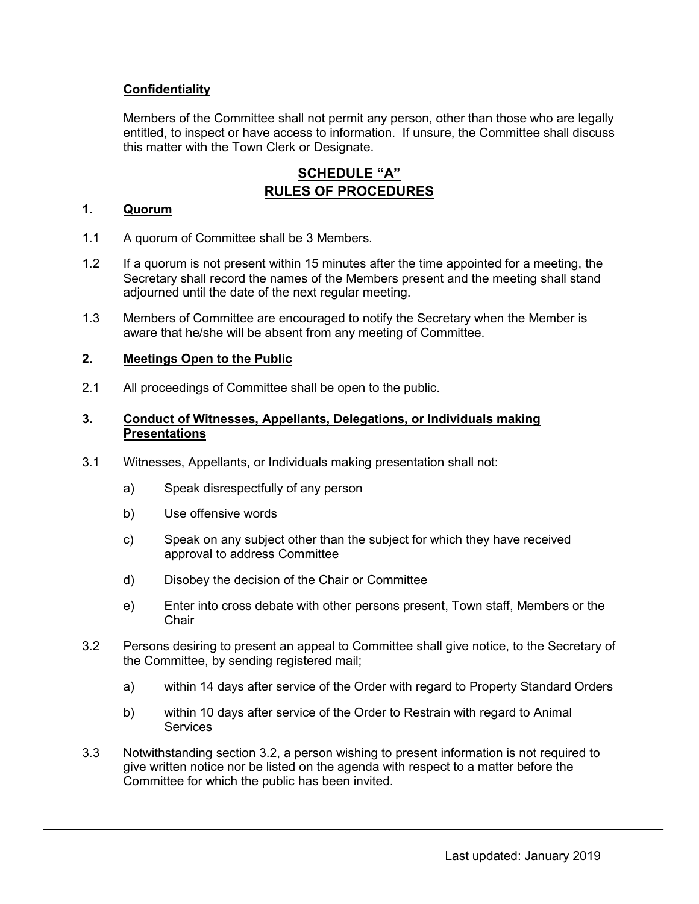**Confidentiality**

Members of the Committee shall not permit any person, other than those who are legally entitled, to inspect or have access to information. If unsure, the Committee shall discuss this matter with the Town Clerk or Designate.

## SCHEDULE "A"
## RULES OF PROCEDURES

### 1. Quorum

1.1 A quorum of Committee shall be 3 Members.

1.2 If a quorum is not present within 15 minutes after the time appointed for a meeting, the Secretary shall record the names of the Members present and the meeting shall stand adjourned until the date of the next regular meeting.

1.3 Members of Committee are encouraged to notify the Secretary when the Member is aware that he/she will be absent from any meeting of Committee.

### 2. Meetings Open to the Public

2.1 All proceedings of Committee shall be open to the public.

### 3. Conduct of Witnesses, Appellants, Delegations, or Individuals making Presentations

3.1 Witnesses, Appellants, or Individuals making presentation shall not:

a) Speak disrespectfully of any person

b) Use offensive words

c) Speak on any subject other than the subject for which they have received approval to address Committee

d) Disobey the decision of the Chair or Committee

e) Enter into cross debate with other persons present, Town staff, Members or the Chair

3.2 Persons desiring to present an appeal to Committee shall give notice, to the Secretary of the Committee, by sending registered mail;

a) within 14 days after service of the Order with regard to Property Standard Orders

b) within 10 days after service of the Order to Restrain with regard to Animal Services

3.3 Notwithstanding section 3.2, a person wishing to present information is not required to give written notice nor be listed on the agenda with respect to a matter before the Committee for which the public has been invited.

Last updated: January 2019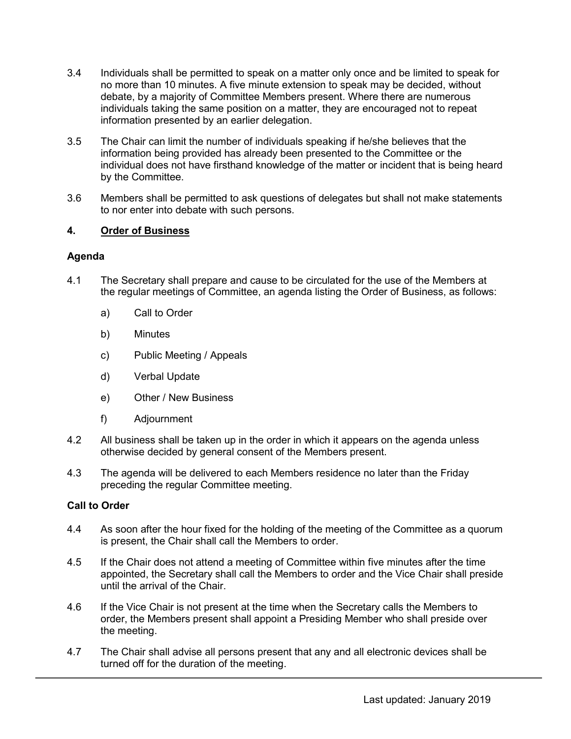3.4 Individuals shall be permitted to speak on a matter only once and be limited to speak for no more than 10 minutes. A five minute extension to speak may be decided, without debate, by a majority of Committee Members present. Where there are numerous individuals taking the same position on a matter, they are encouraged not to repeat information presented by an earlier delegation.

3.5 The Chair can limit the number of individuals speaking if he/she believes that the information being provided has already been presented to the Committee or the individual does not have firsthand knowledge of the matter or incident that is being heard by the Committee.

3.6 Members shall be permitted to ask questions of delegates but shall not make statements to nor enter into debate with such persons.

## 4. <u>Order of Business</u>

### Agenda

4.1 The Secretary shall prepare and cause to be circulated for the use of the Members at the regular meetings of Committee, an agenda listing the Order of Business, as follows:

a) Call to Order

b) Minutes

c) Public Meeting / Appeals

d) Verbal Update

e) Other / New Business

f) Adjournment

4.2 All business shall be taken up in the order in which it appears on the agenda unless otherwise decided by general consent of the Members present.

4.3 The agenda will be delivered to each Members residence no later than the Friday preceding the regular Committee meeting.

### Call to Order

4.4 As soon after the hour fixed for the holding of the meeting of the Committee as a quorum is present, the Chair shall call the Members to order.

4.5 If the Chair does not attend a meeting of Committee within five minutes after the time appointed, the Secretary shall call the Members to order and the Vice Chair shall preside until the arrival of the Chair.

4.6 If the Vice Chair is not present at the time when the Secretary calls the Members to order, the Members present shall appoint a Presiding Member who shall preside over the meeting.

4.7 The Chair shall advise all persons present that any and all electronic devices shall be turned off for the duration of the meeting.

Last updated: January 2019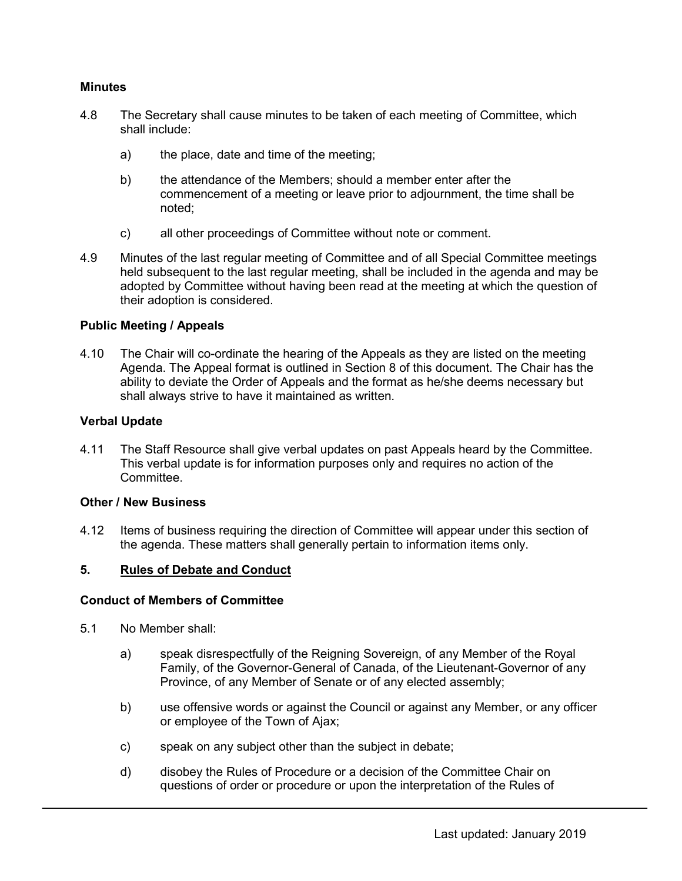**Minutes**

4.8 The Secretary shall cause minutes to be taken of each meeting of Committee, which shall include:

a) the place, date and time of the meeting;

b) the attendance of the Members; should a member enter after the commencement of a meeting or leave prior to adjournment, the time shall be noted;

c) all other proceedings of Committee without note or comment.

4.9 Minutes of the last regular meeting of Committee and of all Special Committee meetings held subsequent to the last regular meeting, shall be included in the agenda and may be adopted by Committee without having been read at the meeting at which the question of their adoption is considered.

**Public Meeting / Appeals**

4.10 The Chair will co-ordinate the hearing of the Appeals as they are listed on the meeting Agenda. The Appeal format is outlined in Section 8 of this document. The Chair has the ability to deviate the Order of Appeals and the format as he/she deems necessary but shall always strive to have it maintained as written.

**Verbal Update**

4.11 The Staff Resource shall give verbal updates on past Appeals heard by the Committee. This verbal update is for information purposes only and requires no action of the Committee.

**Other / New Business**

4.12 Items of business requiring the direction of Committee will appear under this section of the agenda. These matters shall generally pertain to information items only.

## 5. Rules of Debate and Conduct

**Conduct of Members of Committee**

5.1 No Member shall:

a) speak disrespectfully of the Reigning Sovereign, of any Member of the Royal Family, of the Governor-General of Canada, of the Lieutenant-Governor of any Province, of any Member of Senate or of any elected assembly;

b) use offensive words or against the Council or against any Member, or any officer or employee of the Town of Ajax;

c) speak on any subject other than the subject in debate;

d) disobey the Rules of Procedure or a decision of the Committee Chair on questions of order or procedure or upon the interpretation of the Rules of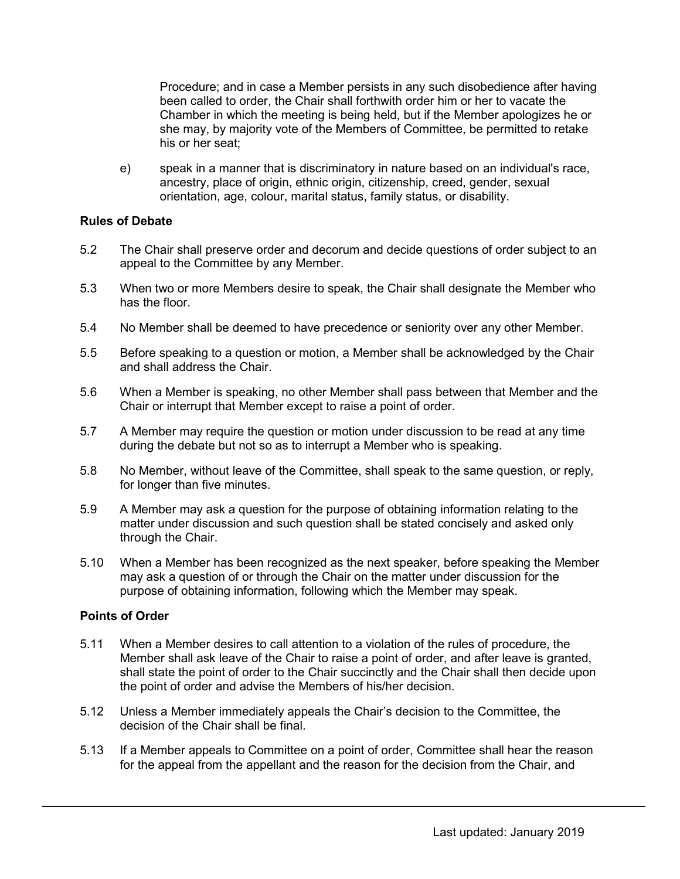Procedure; and in case a Member persists in any such disobedience after having been called to order, the Chair shall forthwith order him or her to vacate the Chamber in which the meeting is being held, but if the Member apologizes he or she may, by majority vote of the Members of Committee, be permitted to retake his or her seat;

e) speak in a manner that is discriminatory in nature based on an individual's race, ancestry, place of origin, ethnic origin, citizenship, creed, gender, sexual orientation, age, colour, marital status, family status, or disability.

**Rules of Debate**

5.2 The Chair shall preserve order and decorum and decide questions of order subject to an appeal to the Committee by any Member.

5.3 When two or more Members desire to speak, the Chair shall designate the Member who has the floor.

5.4 No Member shall be deemed to have precedence or seniority over any other Member.

5.5 Before speaking to a question or motion, a Member shall be acknowledged by the Chair and shall address the Chair.

5.6 When a Member is speaking, no other Member shall pass between that Member and the Chair or interrupt that Member except to raise a point of order.

5.7 A Member may require the question or motion under discussion to be read at any time during the debate but not so as to interrupt a Member who is speaking.

5.8 No Member, without leave of the Committee, shall speak to the same question, or reply, for longer than five minutes.

5.9 A Member may ask a question for the purpose of obtaining information relating to the matter under discussion and such question shall be stated concisely and asked only through the Chair.

5.10 When a Member has been recognized as the next speaker, before speaking the Member may ask a question of or through the Chair on the matter under discussion for the purpose of obtaining information, following which the Member may speak.

**Points of Order**

5.11 When a Member desires to call attention to a violation of the rules of procedure, the Member shall ask leave of the Chair to raise a point of order, and after leave is granted, shall state the point of order to the Chair succinctly and the Chair shall then decide upon the point of order and advise the Members of his/her decision.

5.12 Unless a Member immediately appeals the Chair's decision to the Committee, the decision of the Chair shall be final.

5.13 If a Member appeals to Committee on a point of order, Committee shall hear the reason for the appeal from the appellant and the reason for the decision from the Chair, and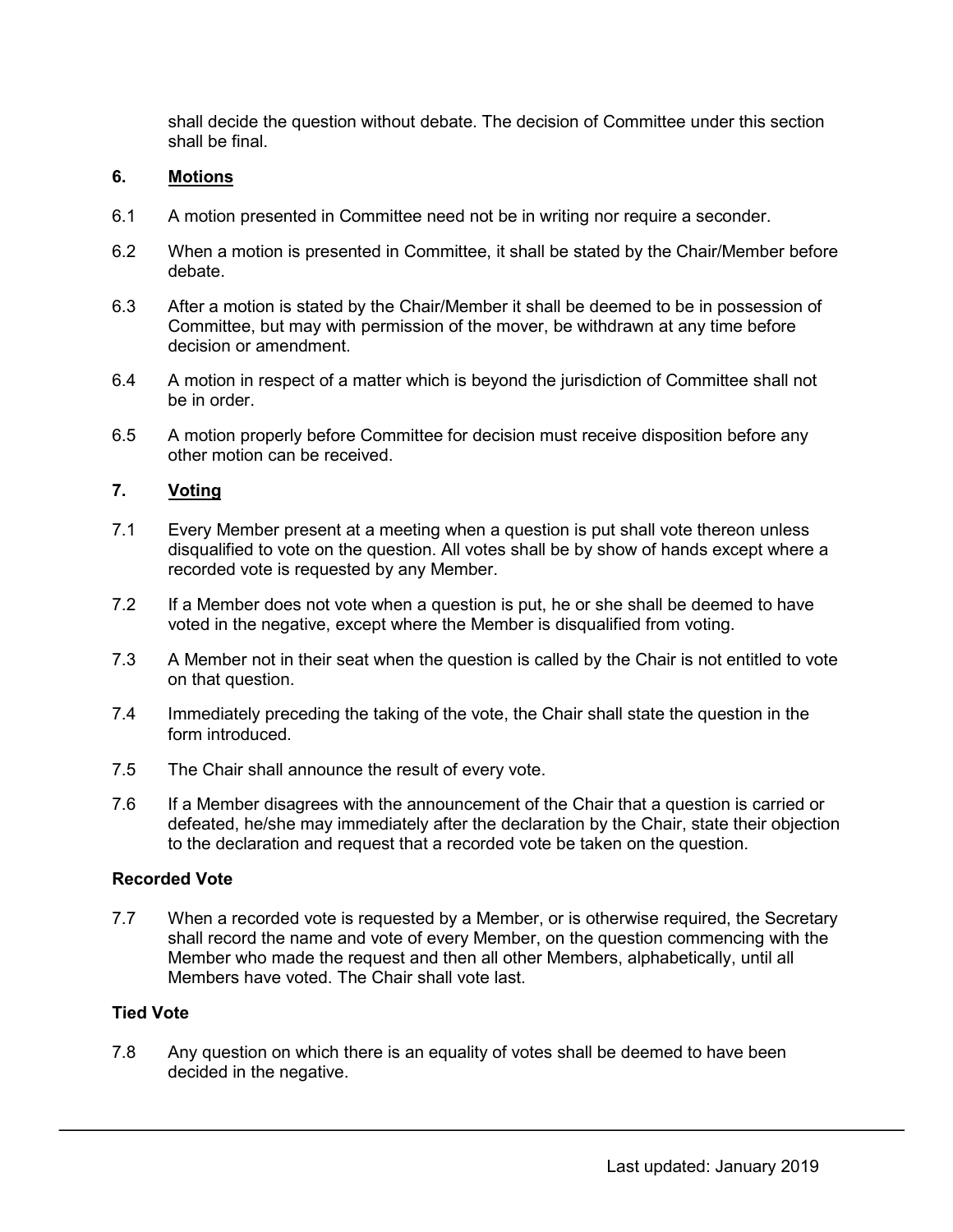shall decide the question without debate. The decision of Committee under this section shall be final.

## 6. Motions

6.1 A motion presented in Committee need not be in writing nor require a seconder.

6.2 When a motion is presented in Committee, it shall be stated by the Chair/Member before debate.

6.3 After a motion is stated by the Chair/Member it shall be deemed to be in possession of Committee, but may with permission of the mover, be withdrawn at any time before decision or amendment.

6.4 A motion in respect of a matter which is beyond the jurisdiction of Committee shall not be in order.

6.5 A motion properly before Committee for decision must receive disposition before any other motion can be received.

## 7. Voting

7.1 Every Member present at a meeting when a question is put shall vote thereon unless disqualified to vote on the question. All votes shall be by show of hands except where a recorded vote is requested by any Member.

7.2 If a Member does not vote when a question is put, he or she shall be deemed to have voted in the negative, except where the Member is disqualified from voting.

7.3 A Member not in their seat when the question is called by the Chair is not entitled to vote on that question.

7.4 Immediately preceding the taking of the vote, the Chair shall state the question in the form introduced.

7.5 The Chair shall announce the result of every vote.

7.6 If a Member disagrees with the announcement of the Chair that a question is carried or defeated, he/she may immediately after the declaration by the Chair, state their objection to the declaration and request that a recorded vote be taken on the question.

### Recorded Vote

7.7 When a recorded vote is requested by a Member, or is otherwise required, the Secretary shall record the name and vote of every Member, on the question commencing with the Member who made the request and then all other Members, alphabetically, until all Members have voted. The Chair shall vote last.

### Tied Vote

7.8 Any question on which there is an equality of votes shall be deemed to have been decided in the negative.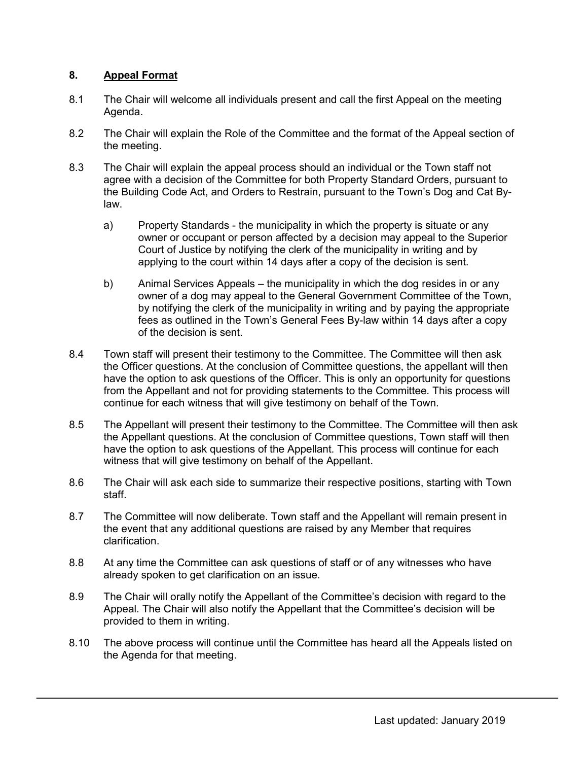## 8. Appeal Format

8.1 The Chair will welcome all individuals present and call the first Appeal on the meeting Agenda.

8.2 The Chair will explain the Role of the Committee and the format of the Appeal section of the meeting.

8.3 The Chair will explain the appeal process should an individual or the Town staff not agree with a decision of the Committee for both Property Standard Orders, pursuant to the Building Code Act, and Orders to Restrain, pursuant to the Town's Dog and Cat By-law.

a) Property Standards - the municipality in which the property is situate or any owner or occupant or person affected by a decision may appeal to the Superior Court of Justice by notifying the clerk of the municipality in writing and by applying to the court within 14 days after a copy of the decision is sent.

b) Animal Services Appeals – the municipality in which the dog resides in or any owner of a dog may appeal to the General Government Committee of the Town, by notifying the clerk of the municipality in writing and by paying the appropriate fees as outlined in the Town's General Fees By-law within 14 days after a copy of the decision is sent.

8.4 Town staff will present their testimony to the Committee. The Committee will then ask the Officer questions. At the conclusion of Committee questions, the appellant will then have the option to ask questions of the Officer. This is only an opportunity for questions from the Appellant and not for providing statements to the Committee. This process will continue for each witness that will give testimony on behalf of the Town.

8.5 The Appellant will present their testimony to the Committee. The Committee will then ask the Appellant questions. At the conclusion of Committee questions, Town staff will then have the option to ask questions of the Appellant. This process will continue for each witness that will give testimony on behalf of the Appellant.

8.6 The Chair will ask each side to summarize their respective positions, starting with Town staff.

8.7 The Committee will now deliberate. Town staff and the Appellant will remain present in the event that any additional questions are raised by any Member that requires clarification.

8.8 At any time the Committee can ask questions of staff or of any witnesses who have already spoken to get clarification on an issue.

8.9 The Chair will orally notify the Appellant of the Committee's decision with regard to the Appeal. The Chair will also notify the Appellant that the Committee's decision will be provided to them in writing.

8.10 The above process will continue until the Committee has heard all the Appeals listed on the Agenda for that meeting.

Last updated: January 2019